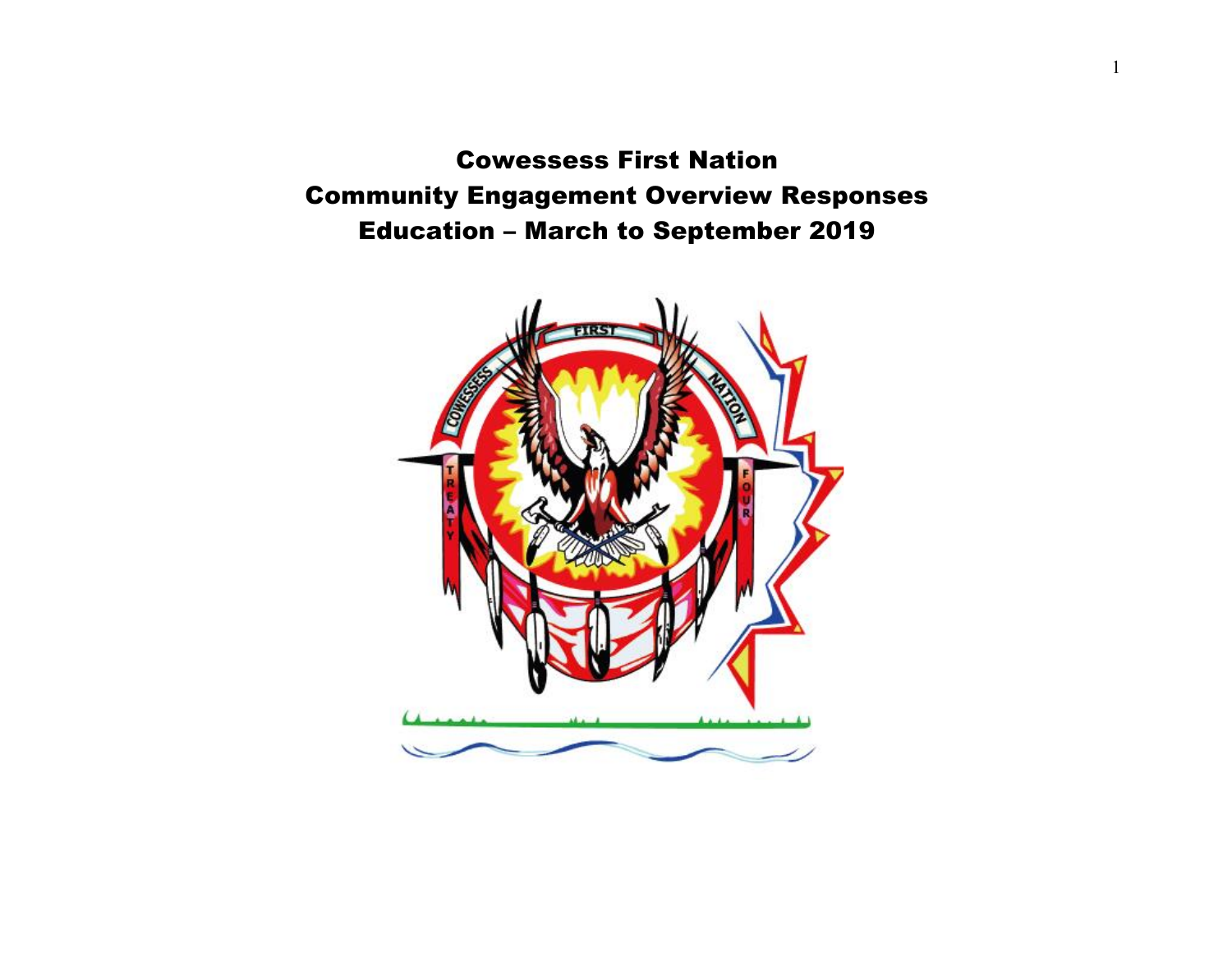# Cowessess First Nation
# Community Engagement Overview Responses
# Education – March to September 2019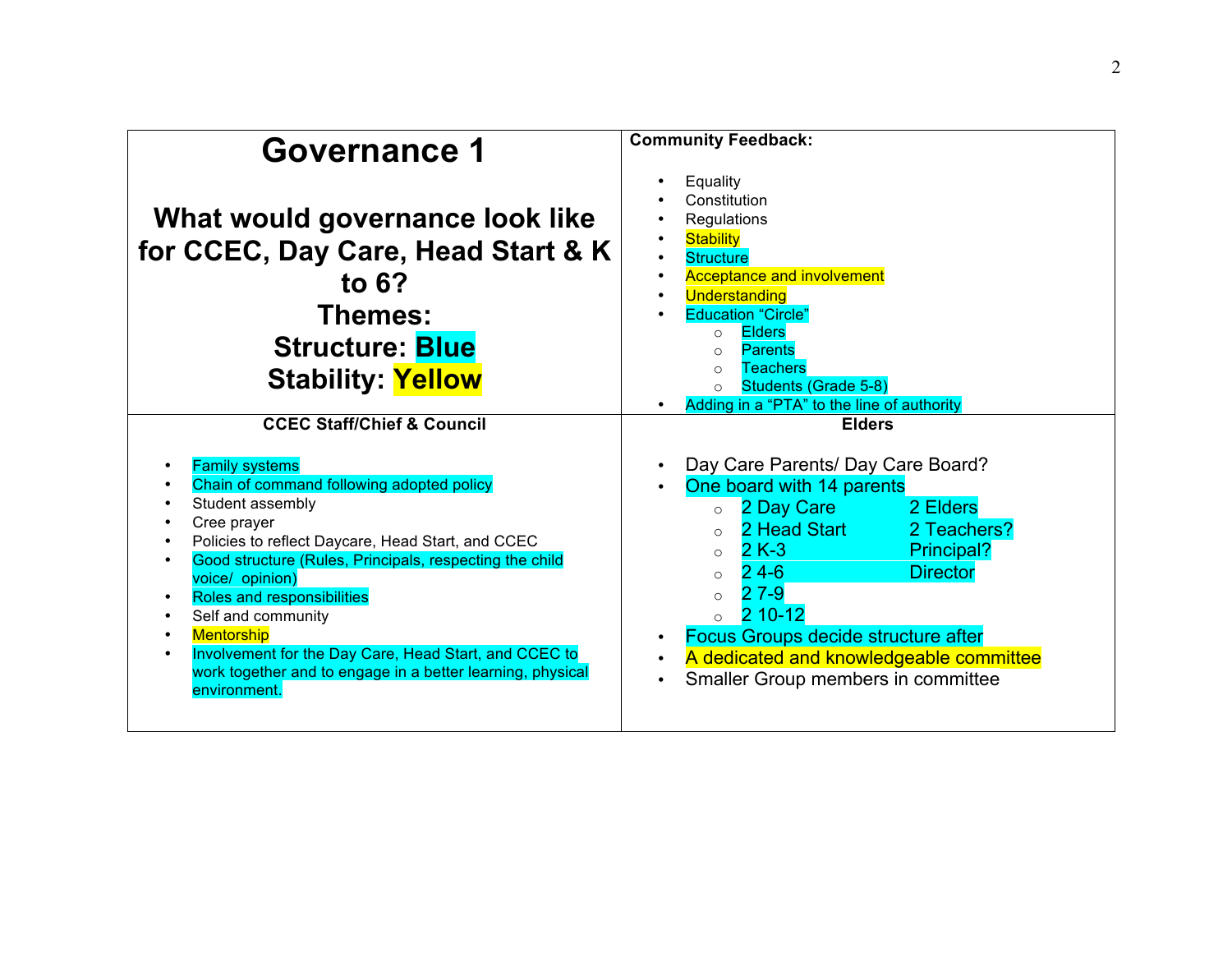# Governance 1

## What would governance look like for CCEC, Day Care, Head Start & K to 6?

### Themes:

### Structure: Blue

### Stability: Yellow

**Community Feedback:**

- Equality
- Constitution
- Regulations
- Stability
- Structure
- Acceptance and involvement
- Understanding
- Education "Circle"
  - Elders
  - Parents
  - Teachers
  - Students (Grade 5-8)
- Adding in a "PTA" to the line of authority

**CCEC Staff/Chief & Council**

- Family systems
- Chain of command following adopted policy
- Student assembly
- Cree prayer
- Policies to reflect Daycare, Head Start, and CCEC
- Good structure (Rules, Principals, respecting the child voice/ opinion)
- Roles and responsibilities
- Self and community
- Mentorship
- Involvement for the Day Care, Head Start, and CCEC to work together and to engage in a better learning, physical environment.

**Elders**

- Day Care Parents/ Day Care Board?
- One board with 14 parents
  - 2 Day Care — 2 Elders
  - 2 Head Start — 2 Teachers?
  - 2 K-3 — Principal?
  - 2 4-6 — Director
  - 2 7-9
  - 2 10-12
- Focus Groups decide structure after
- A dedicated and knowledgeable committee
- Smaller Group members in committee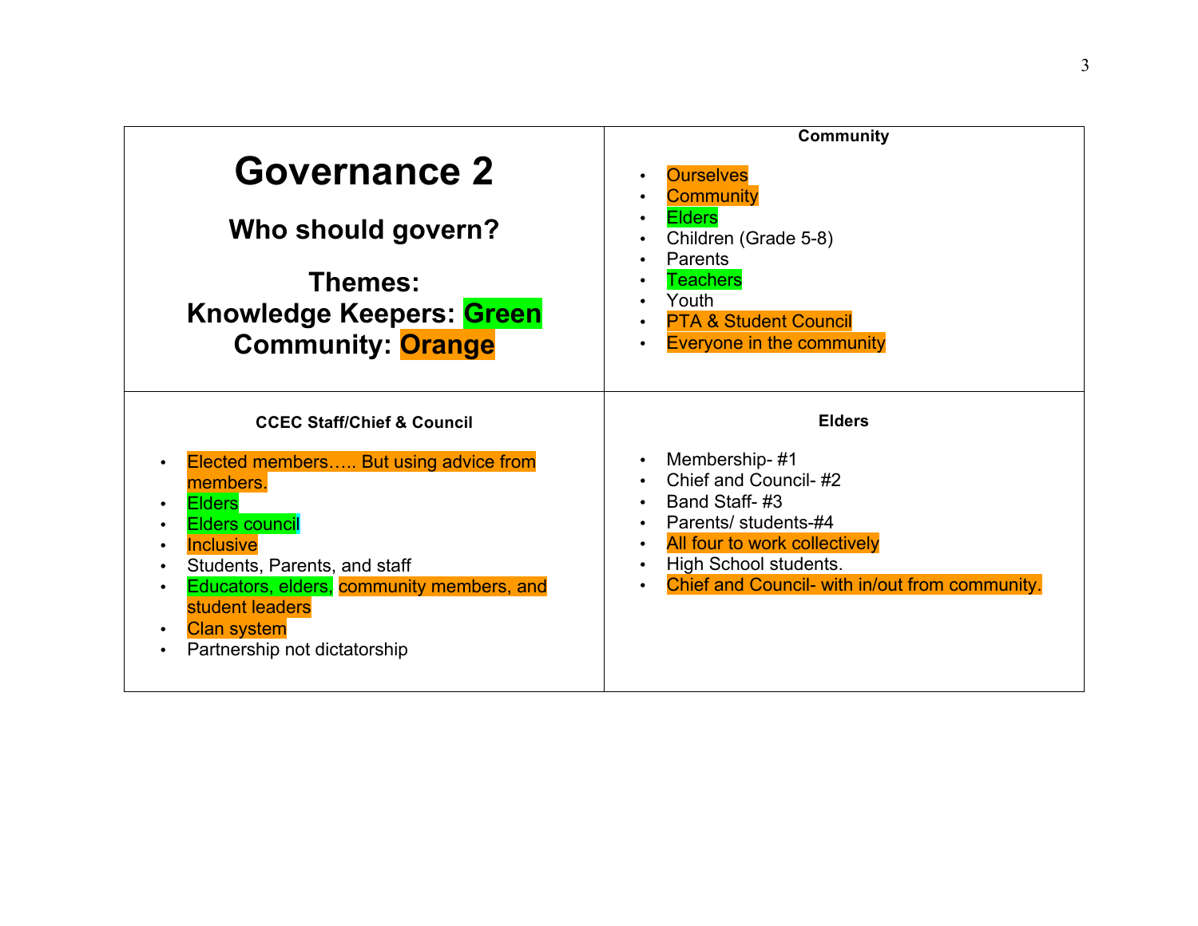# Governance 2

## Who should govern?

### Themes:

**Knowledge Keepers: Green**

**Community: Orange**

#### Community

- Ourselves
- Community
- Elders
- Children (Grade 5-8)
- Parents
- Teachers
- Youth
- PTA & Student Council
- Everyone in the community

#### CCEC Staff/Chief & Council

- Elected members….. But using advice from members.
- Elders
- Elders council
- Inclusive
- Students, Parents, and staff
- Educators, elders, community members, and student leaders
- Clan system
- Partnership not dictatorship

#### Elders

- Membership- #1
- Chief and Council- #2
- Band Staff- #3
- Parents/ students-#4
- All four to work collectively
- High School students.
- Chief and Council- with in/out from community.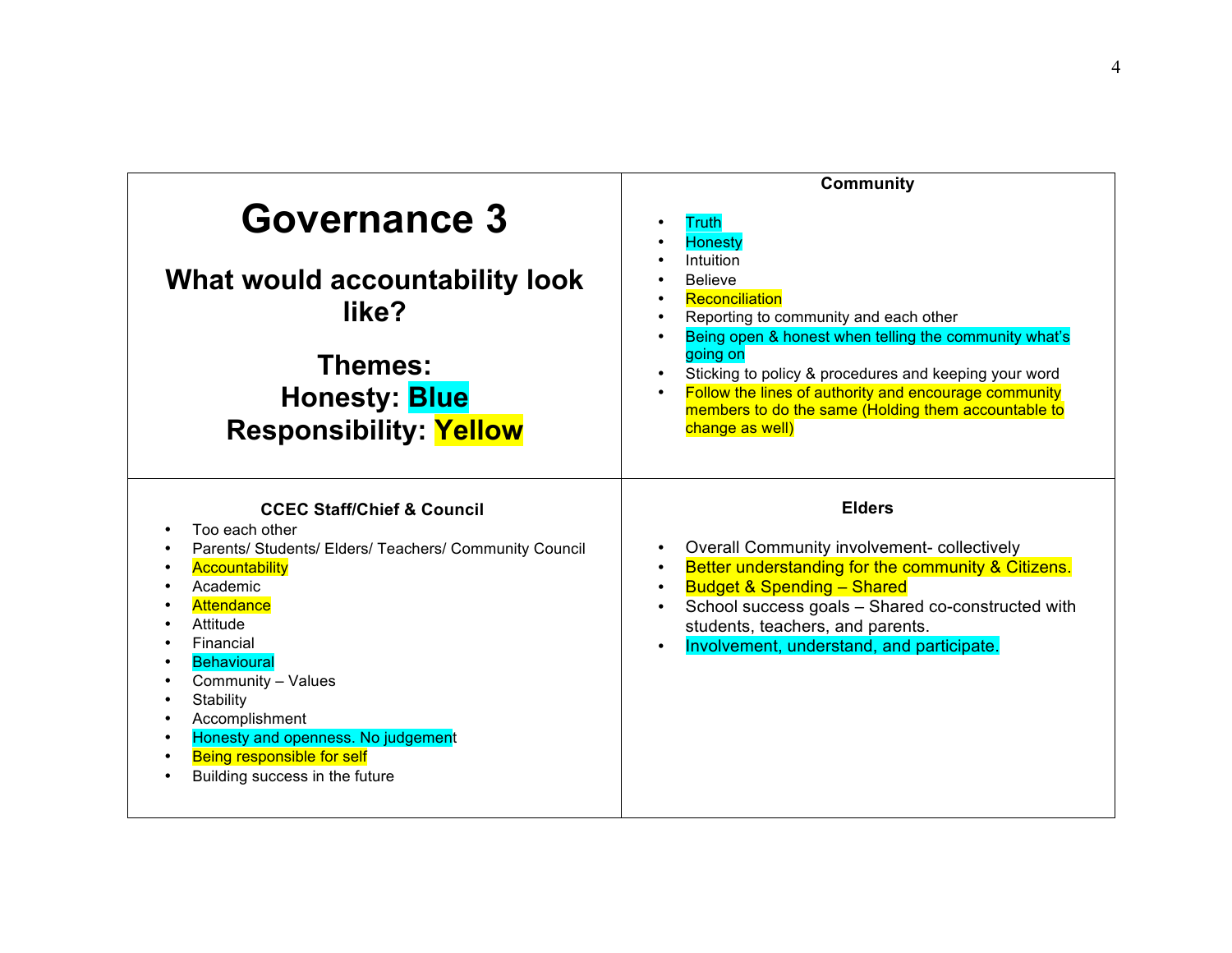# Governance 3

## What would accountability look like?

## Themes:
## Honesty: Blue
## Responsibility: Yellow

### Community

- Truth
- Honesty
- Intuition
- Believe
- Reconciliation
- Reporting to community and each other
- Being open & honest when telling the community what's going on
- Sticking to policy & procedures and keeping your word
- Follow the lines of authority and encourage community members to do the same (Holding them accountable to change as well)

### CCEC Staff/Chief & Council

- Too each other
- Parents/ Students/ Elders/ Teachers/ Community Council
- Accountability
- Academic
- Attendance
- Attitude
- Financial
- Behavioural
- Community – Values
- Stability
- Accomplishment
- Honesty and openness. No judgement
- Being responsible for self
- Building success in the future

### Elders

- Overall Community involvement- collectively
- Better understanding for the community & Citizens.
- Budget & Spending – Shared
- School success goals – Shared co-constructed with students, teachers, and parents.
- Involvement, understand, and participate.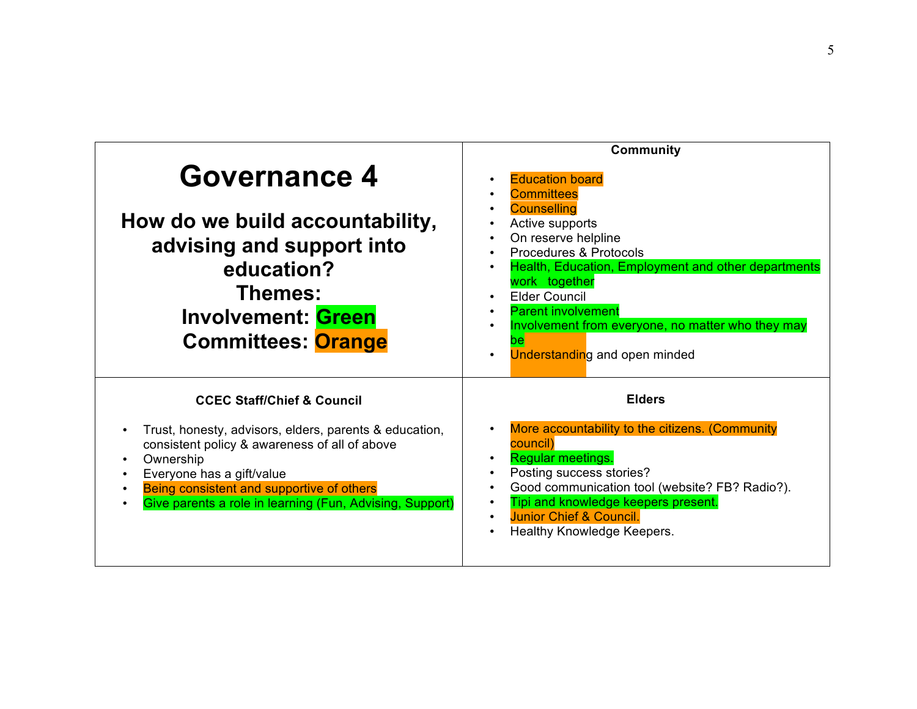# Governance 4

**How do we build accountability, advising and support into education?**

**Themes:**

**Involvement: Green**

**Committees: Orange**

### Community

- Education board
- Committees
- Counselling
- Active supports
- On reserve helpline
- Procedures & Protocols
- Health, Education, Employment and other departments work together
- Elder Council
- Parent involvement
- Involvement from everyone, no matter who they may be
- Understanding and open minded

### CCEC Staff/Chief & Council

- Trust, honesty, advisors, elders, parents & education, consistent policy & awareness of all of above
- Ownership
- Everyone has a gift/value
- Being consistent and supportive of others
- Give parents a role in learning (Fun, Advising, Support)

### Elders

- More accountability to the citizens. (Community council)
- Regular meetings.
- Posting success stories?
- Good communication tool (website? FB? Radio?).
- Tipi and knowledge keepers present.
- Junior Chief & Council.
- Healthy Knowledge Keepers.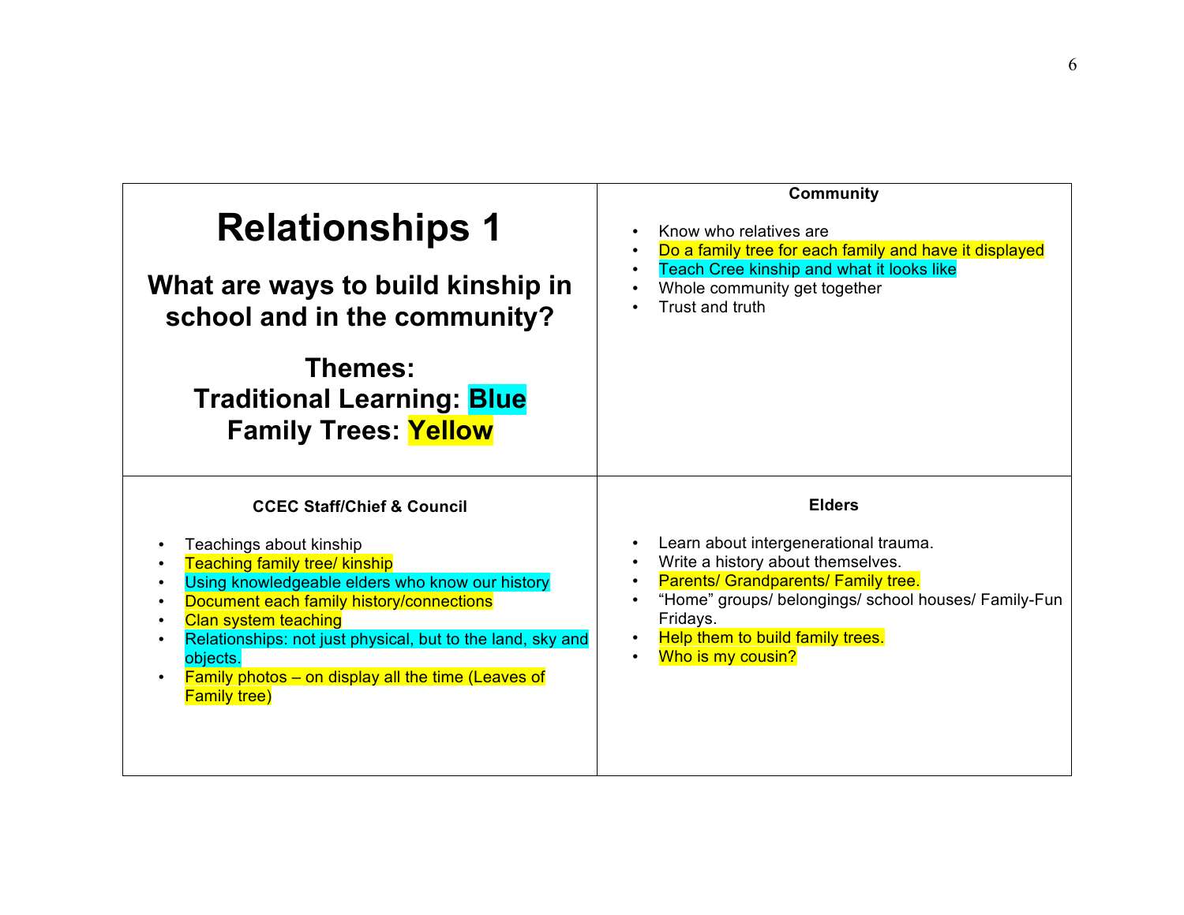# Relationships 1

## What are ways to build kinship in school and in the community?

**Themes:**
**Traditional Learning: Blue**
**Family Trees: Yellow**

### Community

- Know who relatives are
- Do a family tree for each family and have it displayed
- Teach Cree kinship and what it looks like
- Whole community get together
- Trust and truth

### CCEC Staff/Chief & Council

- Teachings about kinship
- Teaching family tree/ kinship
- Using knowledgeable elders who know our history
- Document each family history/connections
- Clan system teaching
- Relationships: not just physical, but to the land, sky and objects.
- Family photos – on display all the time (Leaves of Family tree)

### Elders

- Learn about intergenerational trauma.
- Write a history about themselves.
- Parents/ Grandparents/ Family tree.
- "Home" groups/ belongings/ school houses/ Family-Fun Fridays.
- Help them to build family trees.
- Who is my cousin?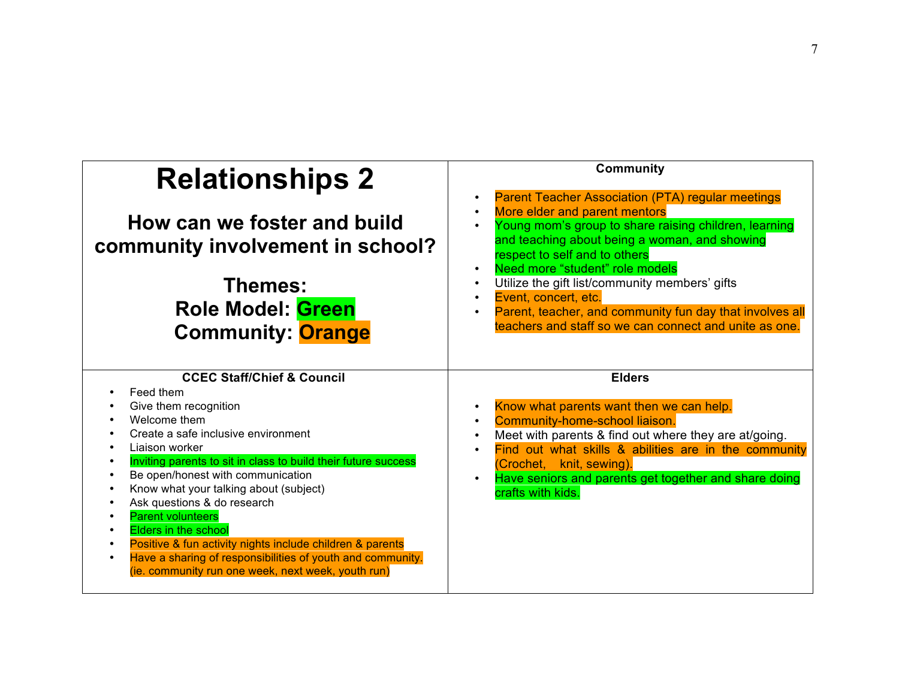# Relationships 2

## How can we foster and build community involvement in school?

**Themes:**
**Role Model: Green**
**Community: Orange**

### Community

- Parent Teacher Association (PTA) regular meetings
- More elder and parent mentors
- Young mom's group to share raising children, learning and teaching about being a woman, and showing respect to self and to others
- Need more "student" role models
- Utilize the gift list/community members' gifts
- Event, concert, etc.
- Parent, teacher, and community fun day that involves all teachers and staff so we can connect and unite as one.

### CCEC Staff/Chief & Council

- Feed them
- Give them recognition
- Welcome them
- Create a safe inclusive environment
- Liaison worker
- Inviting parents to sit in class to build their future success
- Be open/honest with communication
- Know what your talking about (subject)
- Ask questions & do research
- Parent volunteers
- Elders in the school
- Positive & fun activity nights include children & parents
- Have a sharing of responsibilities of youth and community. (ie. community run one week, next week, youth run)

### Elders

- Know what parents want then we can help.
- Community-home-school liaison.
- Meet with parents & find out where they are at/going.
- Find out what skills & abilities are in the community (Crochet, knit, sewing).
- Have seniors and parents get together and share doing crafts with kids.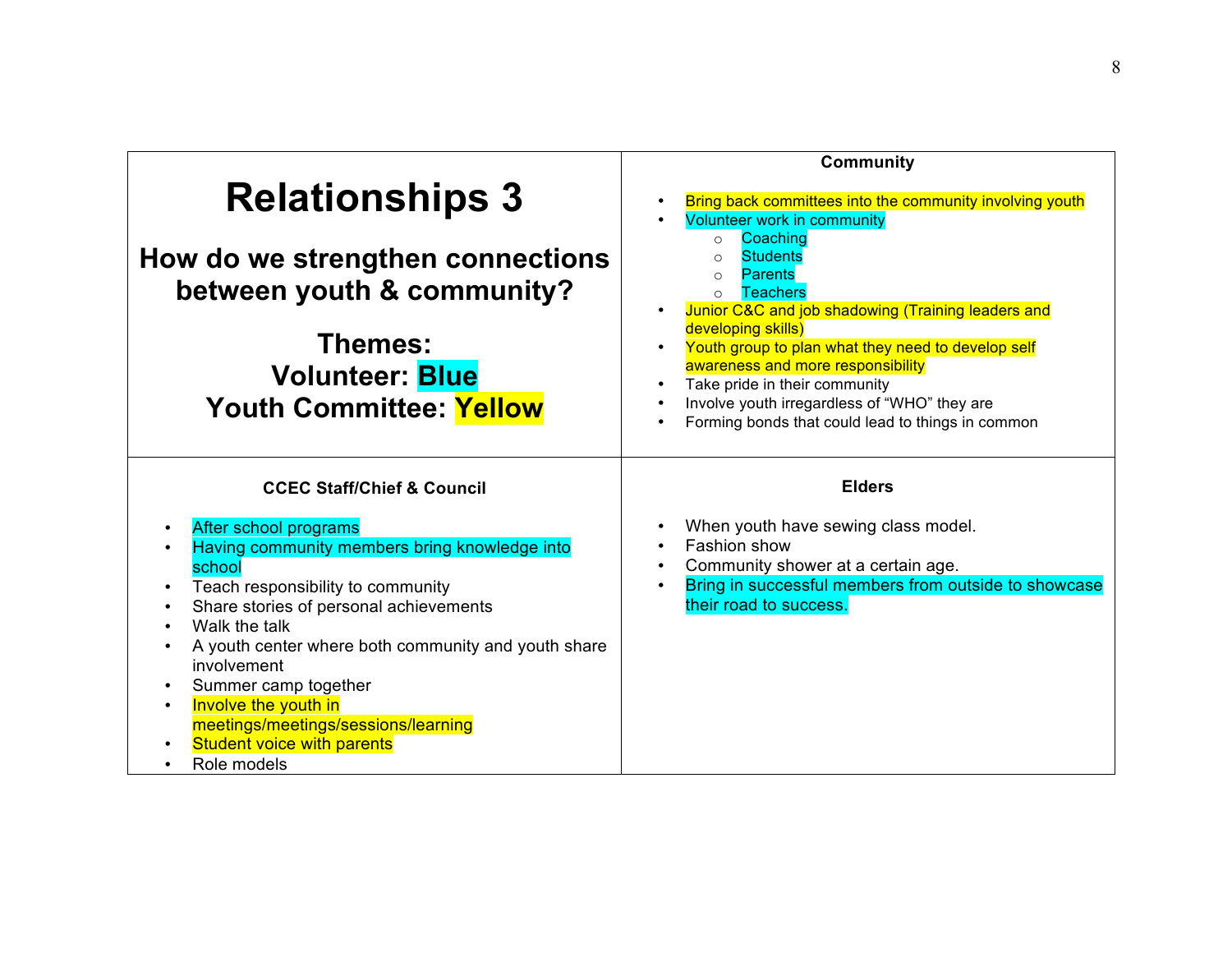# Relationships 3

## How do we strengthen connections between youth & community?

**Themes:**
**Volunteer: Blue**
**Youth Committee: Yellow**

### Community

- Bring back committees into the community involving youth
- Volunteer work in community
  - Coaching
  - Students
  - Parents
  - Teachers
- Junior C&C and job shadowing (Training leaders and developing skills)
- Youth group to plan what they need to develop self awareness and more responsibility
- Take pride in their community
- Involve youth irregardless of "WHO" they are
- Forming bonds that could lead to things in common

### CCEC Staff/Chief & Council

- After school programs
- Having community members bring knowledge into school
- Teach responsibility to community
- Share stories of personal achievements
- Walk the talk
- A youth center where both community and youth share involvement
- Summer camp together
- Involve the youth in meetings/meetings/sessions/learning
- Student voice with parents
- Role models

### Elders

- When youth have sewing class model.
- Fashion show
- Community shower at a certain age.
- Bring in successful members from outside to showcase their road to success.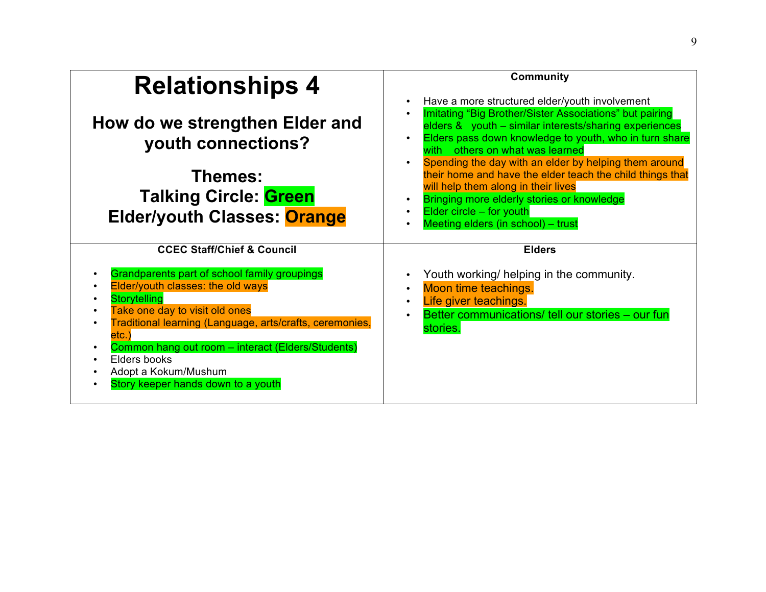# Relationships 4

## How do we strengthen Elder and youth connections?

**Themes:**
**Talking Circle: Green**
**Elder/youth Classes: Orange**

### Community

- Have a more structured elder/youth involvement
- Imitating "Big Brother/Sister Associations" but pairing elders & youth – similar interests/sharing experiences
- Elders pass down knowledge to youth, who in turn share with others on what was learned
- Spending the day with an elder by helping them around their home and have the elder teach the child things that will help them along in their lives
- Bringing more elderly stories or knowledge
- Elder circle – for youth
- Meeting elders (in school) – trust

### CCEC Staff/Chief & Council

- Grandparents part of school family groupings
- Elder/youth classes: the old ways
- Storytelling
- Take one day to visit old ones
- Traditional learning (Language, arts/crafts, ceremonies, etc.)
- Common hang out room – interact (Elders/Students)
- Elders books
- Adopt a Kokum/Mushum
- Story keeper hands down to a youth

### Elders

- Youth working/ helping in the community.
- Moon time teachings.
- Life giver teachings.
- Better communications/ tell our stories – our fun stories.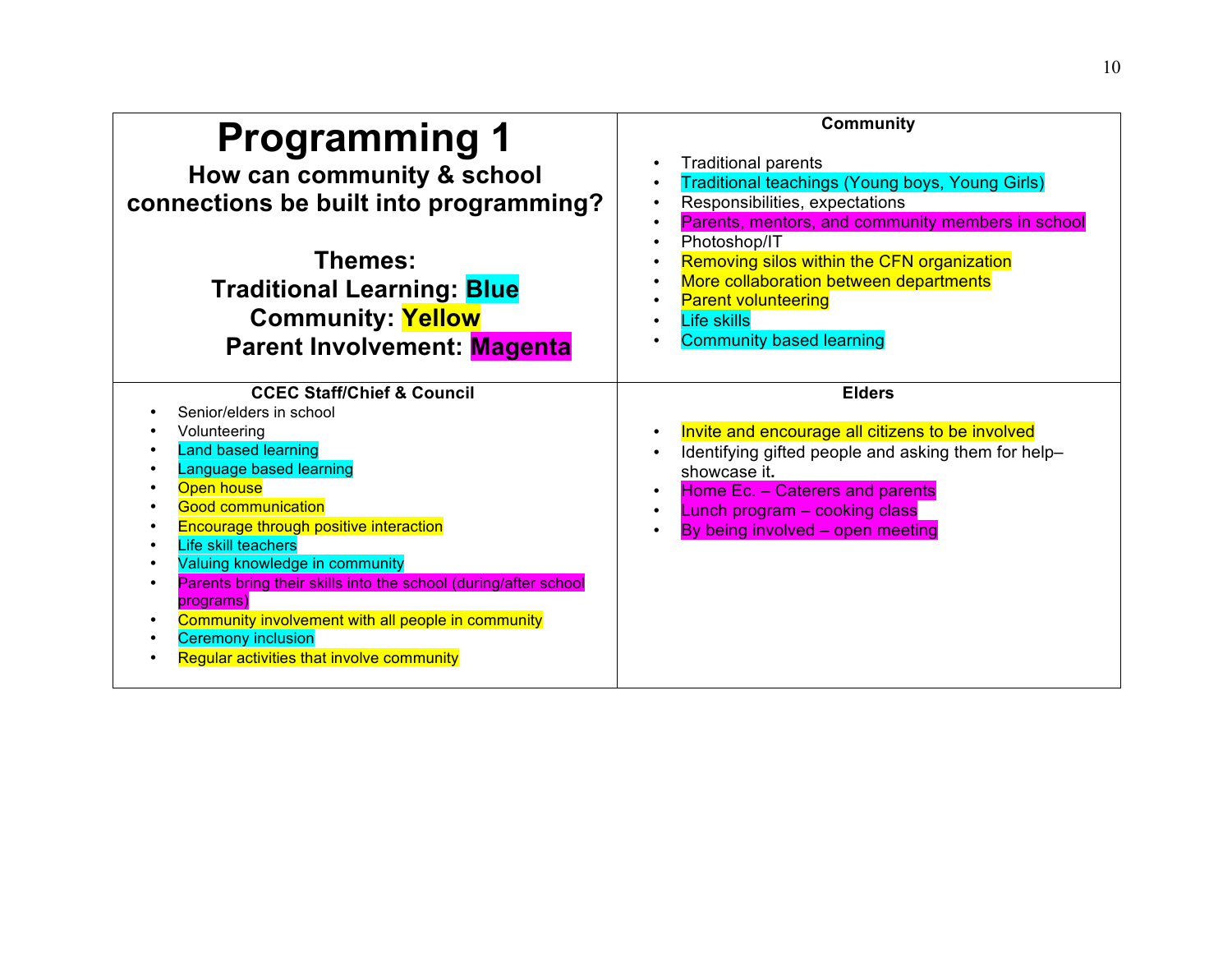# Programming 1

**How can community & school connections be built into programming?**

**Themes:**

**Traditional Learning: Blue**

**Community: Yellow**

**Parent Involvement: Magenta**

**Community**

- Traditional parents
- Traditional teachings (Young boys, Young Girls)
- Responsibilities, expectations
- Parents, mentors, and community members in school
- Photoshop/IT
- Removing silos within the CFN organization
- More collaboration between departments
- Parent volunteering
- Life skills
- Community based learning

**CCEC Staff/Chief & Council**

- Senior/elders in school
- Volunteering
- Land based learning
- Language based learning
- Open house
- Good communication
- Encourage through positive interaction
- Life skill teachers
- Valuing knowledge in community
- Parents bring their skills into the school (during/after school programs)
- Community involvement with all people in community
- Ceremony inclusion
- Regular activities that involve community

**Elders**

- Invite and encourage all citizens to be involved
- Identifying gifted people and asking them for help– showcase it.
- Home Ec. – Caterers and parents
- Lunch program – cooking class
- By being involved – open meeting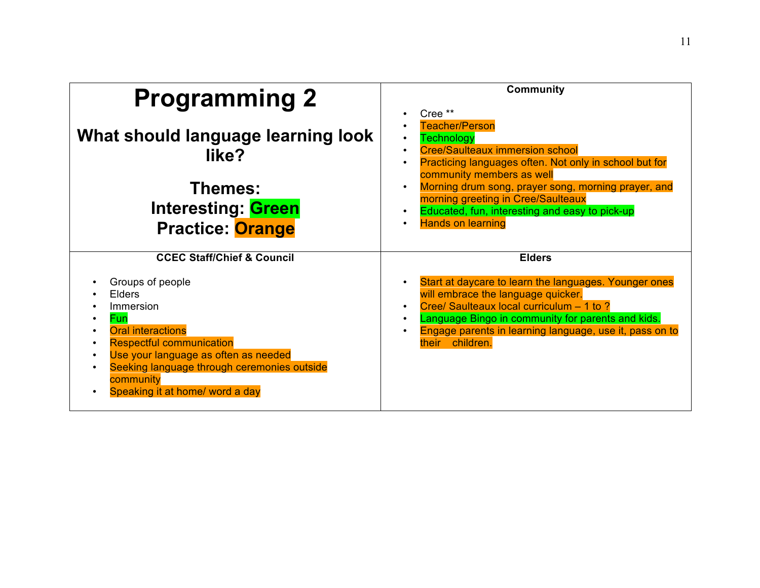# Programming 2

## What should language learning look like?

**Themes:**
**Interesting: Green**
**Practice: Orange**

**Community**

- Cree **
- Teacher/Person
- Technology
- Cree/Saulteaux immersion school
- Practicing languages often. Not only in school but for community members as well
- Morning drum song, prayer song, morning prayer, and morning greeting in Cree/Saulteaux
- Educated, fun, interesting and easy to pick-up
- Hands on learning

**CCEC Staff/Chief & Council**

- Groups of people
- Elders
- Immersion
- Fun
- Oral interactions
- Respectful communication
- Use your language as often as needed
- Seeking language through ceremonies outside community
- Speaking it at home/ word a day

**Elders**

- Start at daycare to learn the languages. Younger ones will embrace the language quicker.
- Cree/ Saulteaux local curriculum – 1 to ?
- Language Bingo in community for parents and kids.
- Engage parents in learning language, use it, pass on to their children.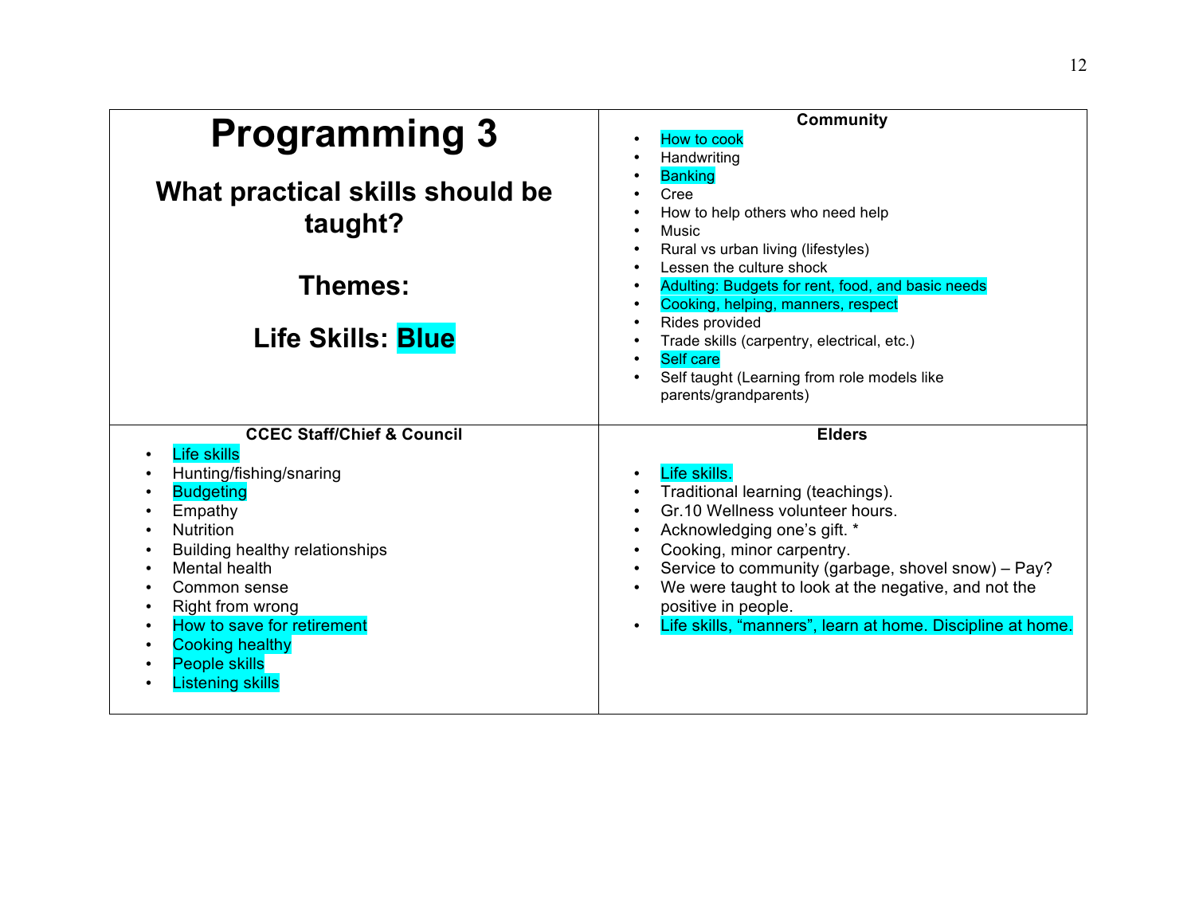# Programming 3

## What practical skills should be taught?

## Themes:

## Life Skills: Blue

### Community

- How to cook
- Handwriting
- Banking
- Cree
- How to help others who need help
- Music
- Rural vs urban living (lifestyles)
- Lessen the culture shock
- Adulting: Budgets for rent, food, and basic needs
- Cooking, helping, manners, respect
- Rides provided
- Trade skills (carpentry, electrical, etc.)
- Self care
- Self taught (Learning from role models like parents/grandparents)

### CCEC Staff/Chief & Council

- Life skills
- Hunting/fishing/snaring
- Budgeting
- Empathy
- Nutrition
- Building healthy relationships
- Mental health
- Common sense
- Right from wrong
- How to save for retirement
- Cooking healthy
- People skills
- Listening skills

### Elders

- Life skills.
- Traditional learning (teachings).
- Gr.10 Wellness volunteer hours.
- Acknowledging one's gift. *
- Cooking, minor carpentry.
- Service to community (garbage, shovel snow) – Pay?
- We were taught to look at the negative, and not the positive in people.
- Life skills, "manners", learn at home. Discipline at home.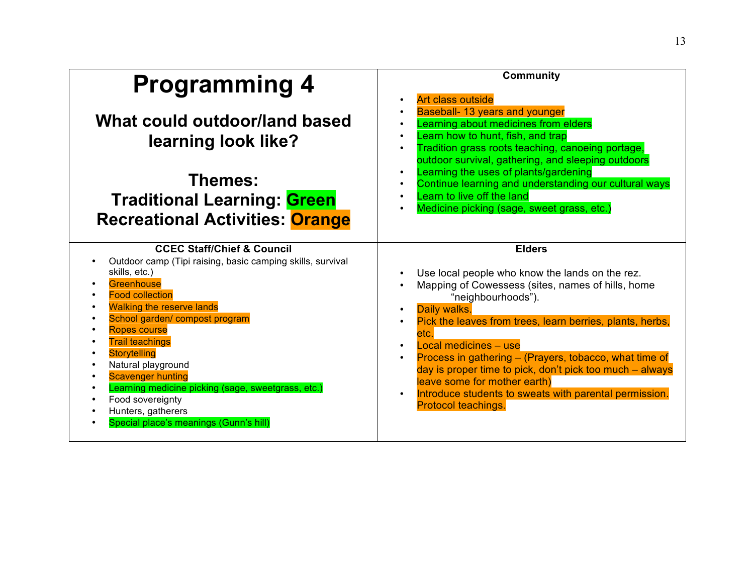# Programming 4

## What could outdoor/land based learning look like?

**Themes:**
**Traditional Learning: Green**
**Recreational Activities: Orange**

### Community

- Art class outside
- Baseball- 13 years and younger
- Learning about medicines from elders
- Learn how to hunt, fish, and trap
- Tradition grass roots teaching, canoeing portage, outdoor survival, gathering, and sleeping outdoors
- Learning the uses of plants/gardening
- Continue learning and understanding our cultural ways
- Learn to live off the land
- Medicine picking (sage, sweet grass, etc.)

### CCEC Staff/Chief & Council

- Outdoor camp (Tipi raising, basic camping skills, survival skills, etc.)
- Greenhouse
- Food collection
- Walking the reserve lands
- School garden/ compost program
- Ropes course
- Trail teachings
- Storytelling
- Natural playground
- Scavenger hunting
- Learning medicine picking (sage, sweetgrass, etc.)
- Food sovereignty
- Hunters, gatherers
- Special place's meanings (Gunn's hill)

### Elders

- Use local people who know the lands on the rez.
- Mapping of Cowessess (sites, names of hills, home "neighbourhoods").
- Daily walks.
- Pick the leaves from trees, learn berries, plants, herbs, etc.
- Local medicines – use
- Process in gathering – (Prayers, tobacco, what time of day is proper time to pick, don't pick too much – always leave some for mother earth)
- Introduce students to sweats with parental permission. Protocol teachings.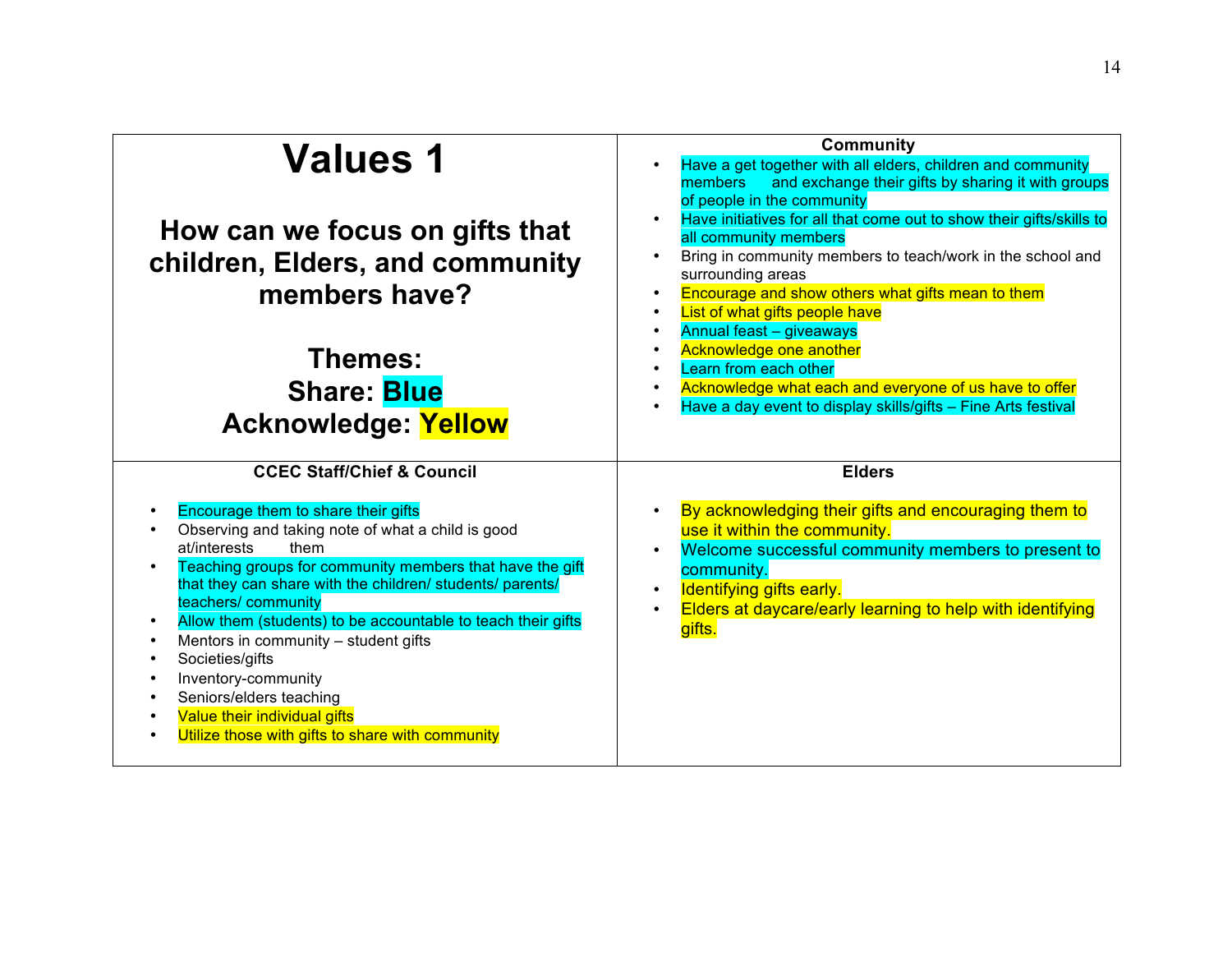# Values 1

## How can we focus on gifts that children, Elders, and community members have?

**Themes:**
**Share: Blue**
**Acknowledge: Yellow**

### Community

- Have a get together with all elders, children and community members and exchange their gifts by sharing it with groups of people in the community
- Have initiatives for all that come out to show their gifts/skills to all community members
- Bring in community members to teach/work in the school and surrounding areas
- Encourage and show others what gifts mean to them
- List of what gifts people have
- Annual feast – giveaways
- Acknowledge one another
- Learn from each other
- Acknowledge what each and everyone of us have to offer
- Have a day event to display skills/gifts – Fine Arts festival

### CCEC Staff/Chief & Council

- Encourage them to share their gifts
- Observing and taking note of what a child is good at/interests them
- Teaching groups for community members that have the gift that they can share with the children/ students/ parents/ teachers/ community
- Allow them (students) to be accountable to teach their gifts
- Mentors in community – student gifts
- Societies/gifts
- Inventory-community
- Seniors/elders teaching
- Value their individual gifts
- Utilize those with gifts to share with community

### Elders

- By acknowledging their gifts and encouraging them to use it within the community.
- Welcome successful community members to present to community.
- Identifying gifts early.
- Elders at daycare/early learning to help with identifying gifts.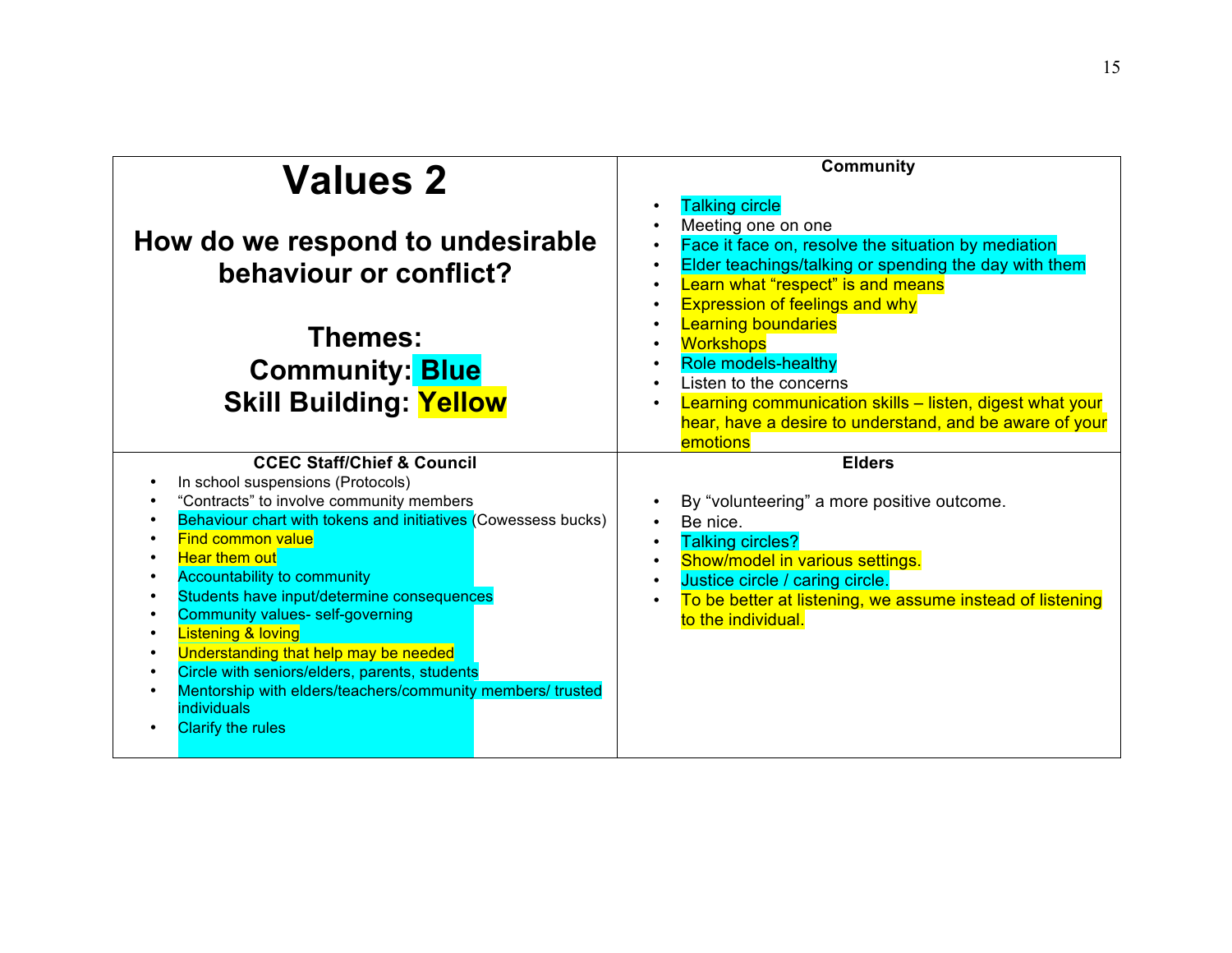# Values 2

## How do we respond to undesirable behaviour or conflict?

**Themes:**
**Community: Blue**
**Skill Building: Yellow**

### Community

- Talking circle
- Meeting one on one
- Face it face on, resolve the situation by mediation
- Elder teachings/talking or spending the day with them
- Learn what "respect" is and means
- Expression of feelings and why
- Learning boundaries
- Workshops
- Role models-healthy
- Listen to the concerns
- Learning communication skills – listen, digest what your hear, have a desire to understand, and be aware of your emotions

### CCEC Staff/Chief & Council

- In school suspensions (Protocols)
- "Contracts" to involve community members
- Behaviour chart with tokens and initiatives (Cowessess bucks)
- Find common value
- Hear them out
- Accountability to community
- Students have input/determine consequences
- Community values- self-governing
- Listening & loving
- Understanding that help may be needed
- Circle with seniors/elders, parents, students
- Mentorship with elders/teachers/community members/ trusted individuals
- Clarify the rules

### Elders

- By "volunteering" a more positive outcome.
- Be nice.
- Talking circles?
- Show/model in various settings.
- Justice circle / caring circle.
- To be better at listening, we assume instead of listening to the individual.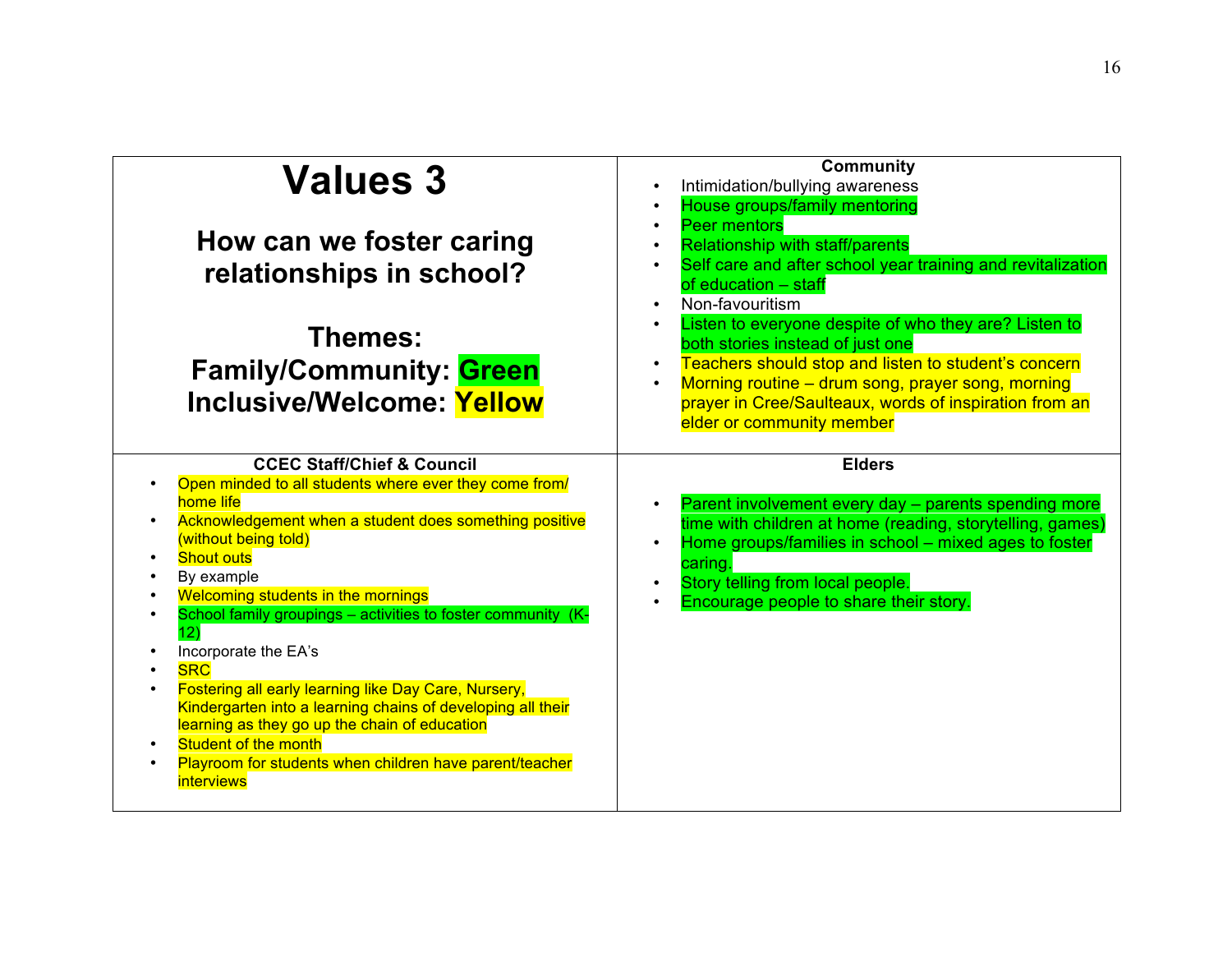# Values 3

## How can we foster caring relationships in school?

### Themes:
### Family/Community: Green
### Inclusive/Welcome: Yellow

**Community**

- Intimidation/bullying awareness
- House groups/family mentoring
- Peer mentors
- Relationship with staff/parents
- Self care and after school year training and revitalization of education – staff
- Non-favouritism
- Listen to everyone despite of who they are? Listen to both stories instead of just one
- Teachers should stop and listen to student's concern
- Morning routine – drum song, prayer song, morning prayer in Cree/Saulteaux, words of inspiration from an elder or community member

**CCEC Staff/Chief & Council**

- Open minded to all students where ever they come from/ home life
- Acknowledgement when a student does something positive (without being told)
- Shout outs
- By example
- Welcoming students in the mornings
- School family groupings – activities to foster community (K-12)
- Incorporate the EA's
- SRC
- Fostering all early learning like Day Care, Nursery, Kindergarten into a learning chains of developing all their learning as they go up the chain of education
- Student of the month
- Playroom for students when children have parent/teacher interviews

**Elders**

- Parent involvement every day – parents spending more time with children at home (reading, storytelling, games)
- Home groups/families in school – mixed ages to foster caring.
- Story telling from local people.
- Encourage people to share their story.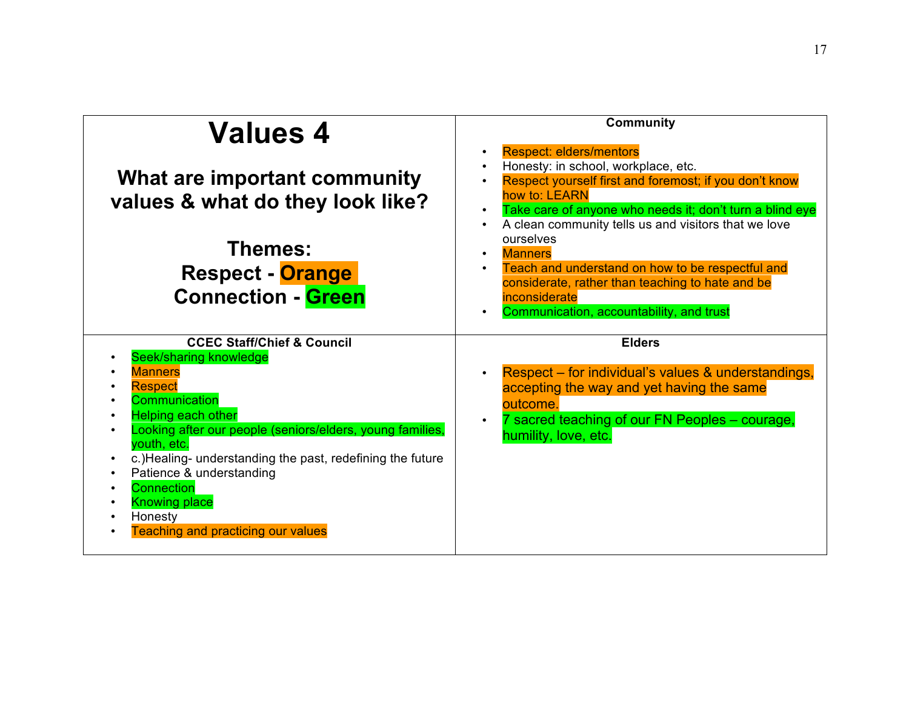| | |
|---|---|
| **Values 4**<br><br>**What are important community values & what do they look like?**<br><br>**Themes:**<br>**Respect - Orange**<br>**Connection - Green** | **Community**<br><br>• Respect: elders/mentors<br>• Honesty: in school, workplace, etc.<br>• Respect yourself first and foremost; if you don't know how to: LEARN<br>• Take care of anyone who needs it; don't turn a blind eye<br>• A clean community tells us and visitors that we love ourselves<br>• Manners<br>• Teach and understand on how to be respectful and considerate, rather than teaching to hate and be inconsiderate<br>• Communication, accountability, and trust |
| **CCEC Staff/Chief & Council**<br>• Seek/sharing knowledge<br>• Manners<br>• Respect<br>• Communication<br>• Helping each other<br>• Looking after our people (seniors/elders, young families, youth, etc.<br>• c.)Healing- understanding the past, redefining the future<br>• Patience & understanding<br>• Connection<br>• Knowing place<br>• Honesty<br>• Teaching and practicing our values | **Elders**<br><br>• Respect – for individual's values & understandings, accepting the way and yet having the same outcome.<br>• 7 sacred teaching of our FN Peoples – courage, humility, love, etc. |